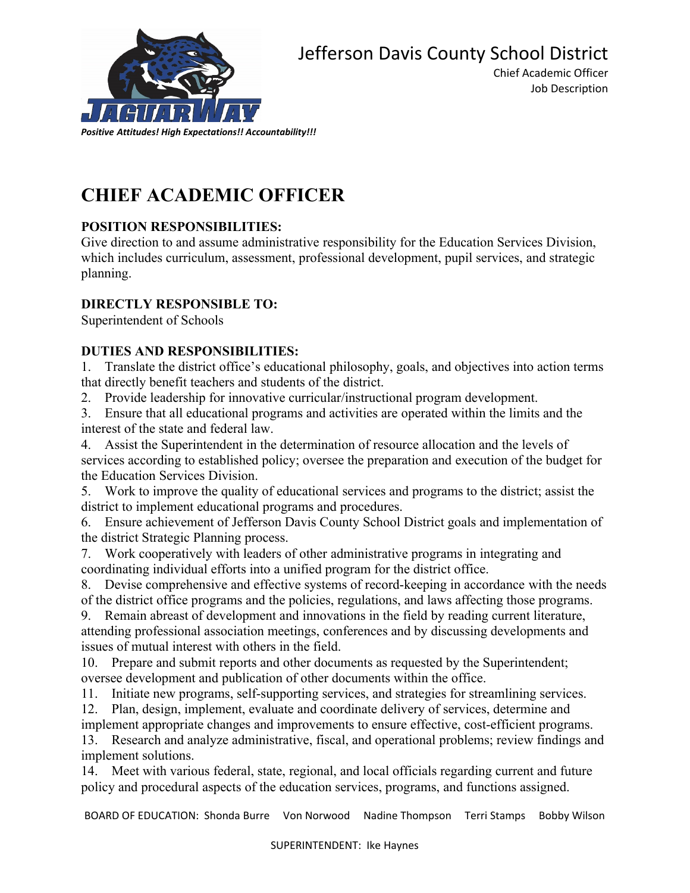Jefferson Davis County School District

Chief Academic Officer
Job Description

*Positive Attitudes! High Expectations!! Accountability!!!*

# CHIEF ACADEMIC OFFICER

**POSITION RESPONSIBILITIES:**
Give direction to and assume administrative responsibility for the Education Services Division, which includes curriculum, assessment, professional development, pupil services, and strategic planning.

**DIRECTLY RESPONSIBLE TO:**
Superintendent of Schools

**DUTIES AND RESPONSIBILITIES:**

1. Translate the district office's educational philosophy, goals, and objectives into action terms that directly benefit teachers and students of the district.
2. Provide leadership for innovative curricular/instructional program development.
3. Ensure that all educational programs and activities are operated within the limits and the interest of the state and federal law.
4. Assist the Superintendent in the determination of resource allocation and the levels of services according to established policy; oversee the preparation and execution of the budget for the Education Services Division.
5. Work to improve the quality of educational services and programs to the district; assist the district to implement educational programs and procedures.
6. Ensure achievement of Jefferson Davis County School District goals and implementation of the district Strategic Planning process.
7. Work cooperatively with leaders of other administrative programs in integrating and coordinating individual efforts into a unified program for the district office.
8. Devise comprehensive and effective systems of record-keeping in accordance with the needs of the district office programs and the policies, regulations, and laws affecting those programs.
9. Remain abreast of development and innovations in the field by reading current literature, attending professional association meetings, conferences and by discussing developments and issues of mutual interest with others in the field.
10. Prepare and submit reports and other documents as requested by the Superintendent; oversee development and publication of other documents within the office.
11. Initiate new programs, self-supporting services, and strategies for streamlining services.
12. Plan, design, implement, evaluate and coordinate delivery of services, determine and implement appropriate changes and improvements to ensure effective, cost-efficient programs.
13. Research and analyze administrative, fiscal, and operational problems; review findings and implement solutions.
14. Meet with various federal, state, regional, and local officials regarding current and future policy and procedural aspects of the education services, programs, and functions assigned.

BOARD OF EDUCATION: Shonda Burre Von Norwood Nadine Thompson Terri Stamps Bobby Wilson

SUPERINTENDENT: Ike Haynes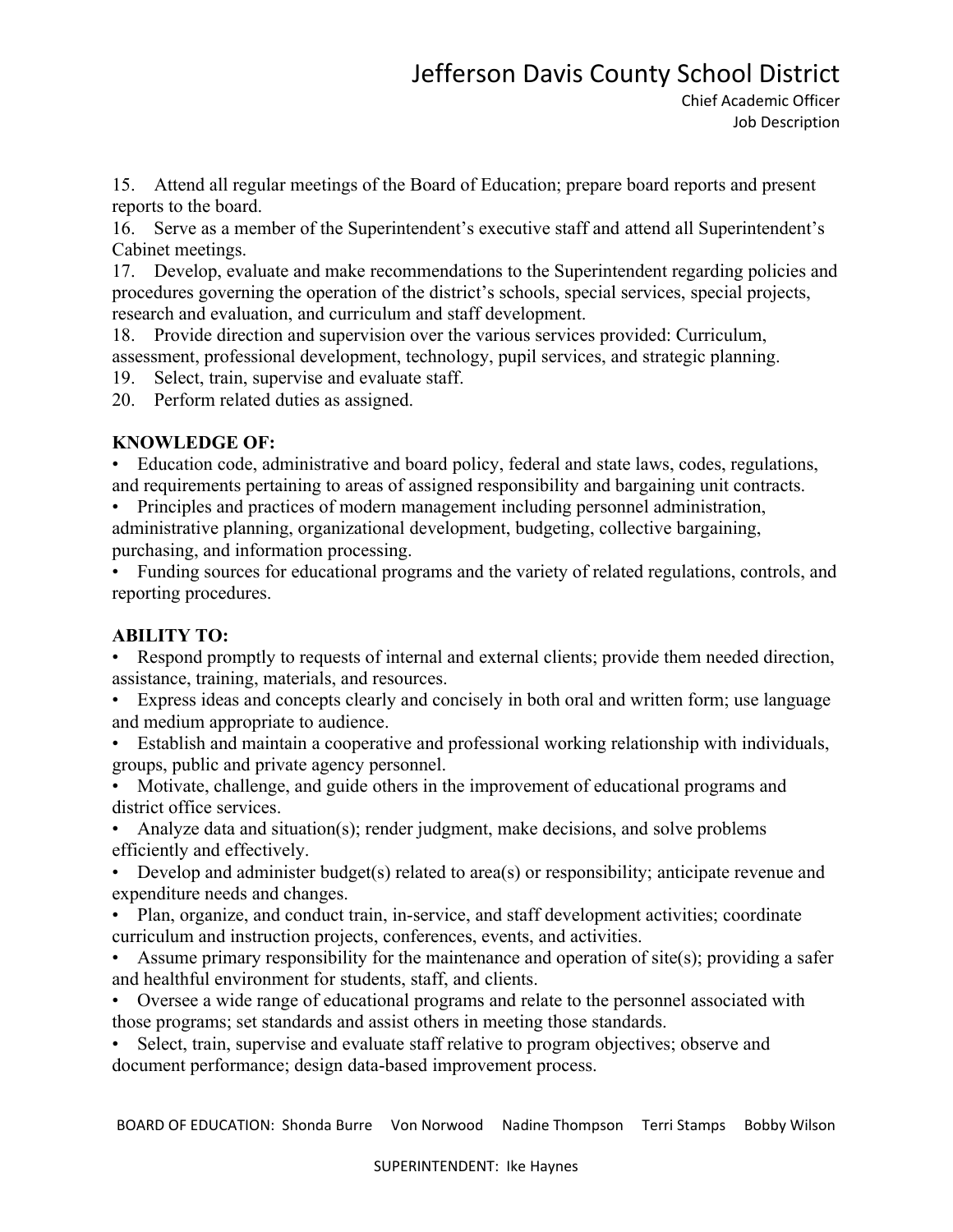15. Attend all regular meetings of the Board of Education; prepare board reports and present reports to the board.
16. Serve as a member of the Superintendent's executive staff and attend all Superintendent's Cabinet meetings.
17. Develop, evaluate and make recommendations to the Superintendent regarding policies and procedures governing the operation of the district's schools, special services, special projects, research and evaluation, and curriculum and staff development.
18. Provide direction and supervision over the various services provided: Curriculum, assessment, professional development, technology, pupil services, and strategic planning.
19. Select, train, supervise and evaluate staff.
20. Perform related duties as assigned.

**KNOWLEDGE OF:**

- Education code, administrative and board policy, federal and state laws, codes, regulations, and requirements pertaining to areas of assigned responsibility and bargaining unit contracts.
- Principles and practices of modern management including personnel administration, administrative planning, organizational development, budgeting, collective bargaining, purchasing, and information processing.
- Funding sources for educational programs and the variety of related regulations, controls, and reporting procedures.

**ABILITY TO:**

- Respond promptly to requests of internal and external clients; provide them needed direction, assistance, training, materials, and resources.
- Express ideas and concepts clearly and concisely in both oral and written form; use language and medium appropriate to audience.
- Establish and maintain a cooperative and professional working relationship with individuals, groups, public and private agency personnel.
- Motivate, challenge, and guide others in the improvement of educational programs and district office services.
- Analyze data and situation(s); render judgment, make decisions, and solve problems efficiently and effectively.
- Develop and administer budget(s) related to area(s) or responsibility; anticipate revenue and expenditure needs and changes.
- Plan, organize, and conduct train, in-service, and staff development activities; coordinate curriculum and instruction projects, conferences, events, and activities.
- Assume primary responsibility for the maintenance and operation of site(s); providing a safer and healthful environment for students, staff, and clients.
- Oversee a wide range of educational programs and relate to the personnel associated with those programs; set standards and assist others in meeting those standards.
- Select, train, supervise and evaluate staff relative to program objectives; observe and document performance; design data-based improvement process.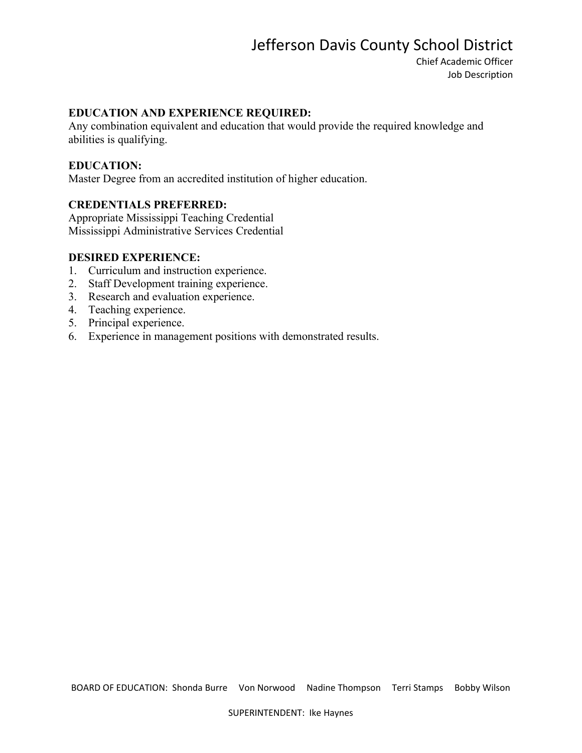**EDUCATION AND EXPERIENCE REQUIRED:**
Any combination equivalent and education that would provide the required knowledge and abilities is qualifying.

**EDUCATION:**
Master Degree from an accredited institution of higher education.

**CREDENTIALS PREFERRED:**
Appropriate Mississippi Teaching Credential
Mississippi Administrative Services Credential

**DESIRED EXPERIENCE:**
1. Curriculum and instruction experience.
2. Staff Development training experience.
3. Research and evaluation experience.
4. Teaching experience.
5. Principal experience.
6. Experience in management positions with demonstrated results.